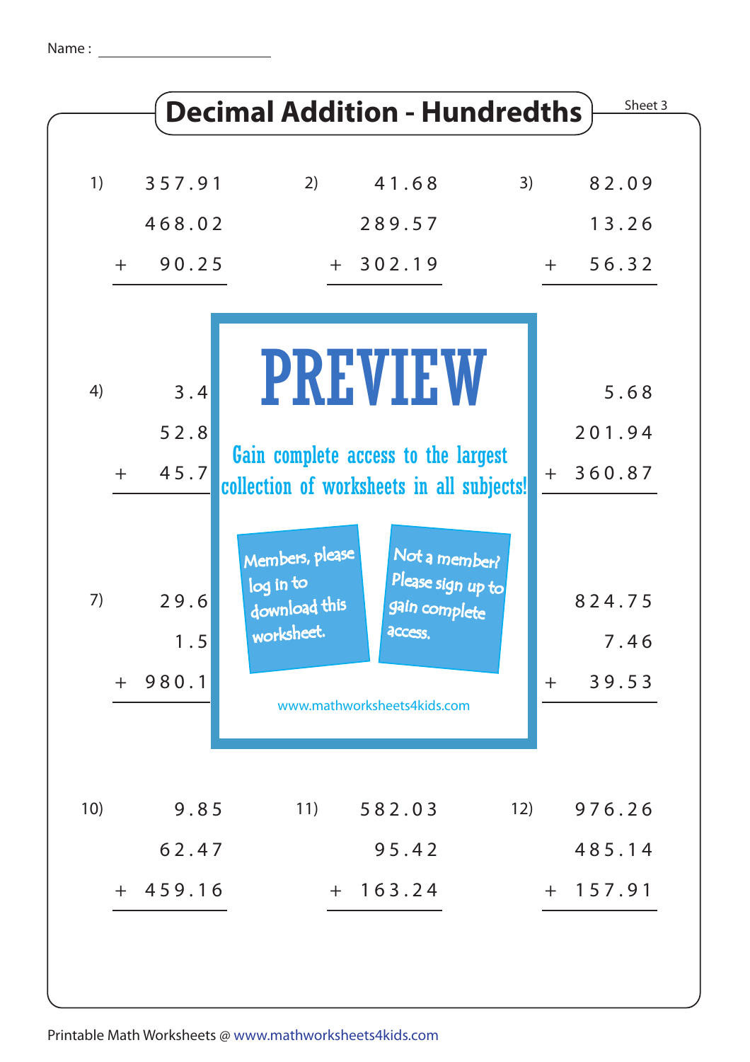Name : ____________________

# Decimal Addition - Hundredths

Sheet 3

1)
```
   357.91
   468.02
 +  90.25
 --------
```

2)
```
    41.68
   289.57
 + 302.19
 --------
```

3)
```
    82.09
    13.26
 +  56.32
 --------
```

4)
```
    3.4
   52.8
 + 45.7
 ------
```

5.68
201.94
+ 360.87

7)
```
   29.6
    1.5
 + 980.1
 -------
```

824.75
7.46
+ 39.53

**PREVIEW**

Gain complete access to the largest collection of worksheets in all subjects!

Members, please log in to download this worksheet.

Not a member? Please sign up to gain complete access.

www.mathworksheets4kids.com

10)
```
     9.85
    62.47
 + 459.16
 --------
```

11)
```
   582.03
    95.42
 + 163.24
 --------
```

12)
```
   976.26
   485.14
 + 157.91
 --------
```

Printable Math Worksheets @ www.mathworksheets4kids.com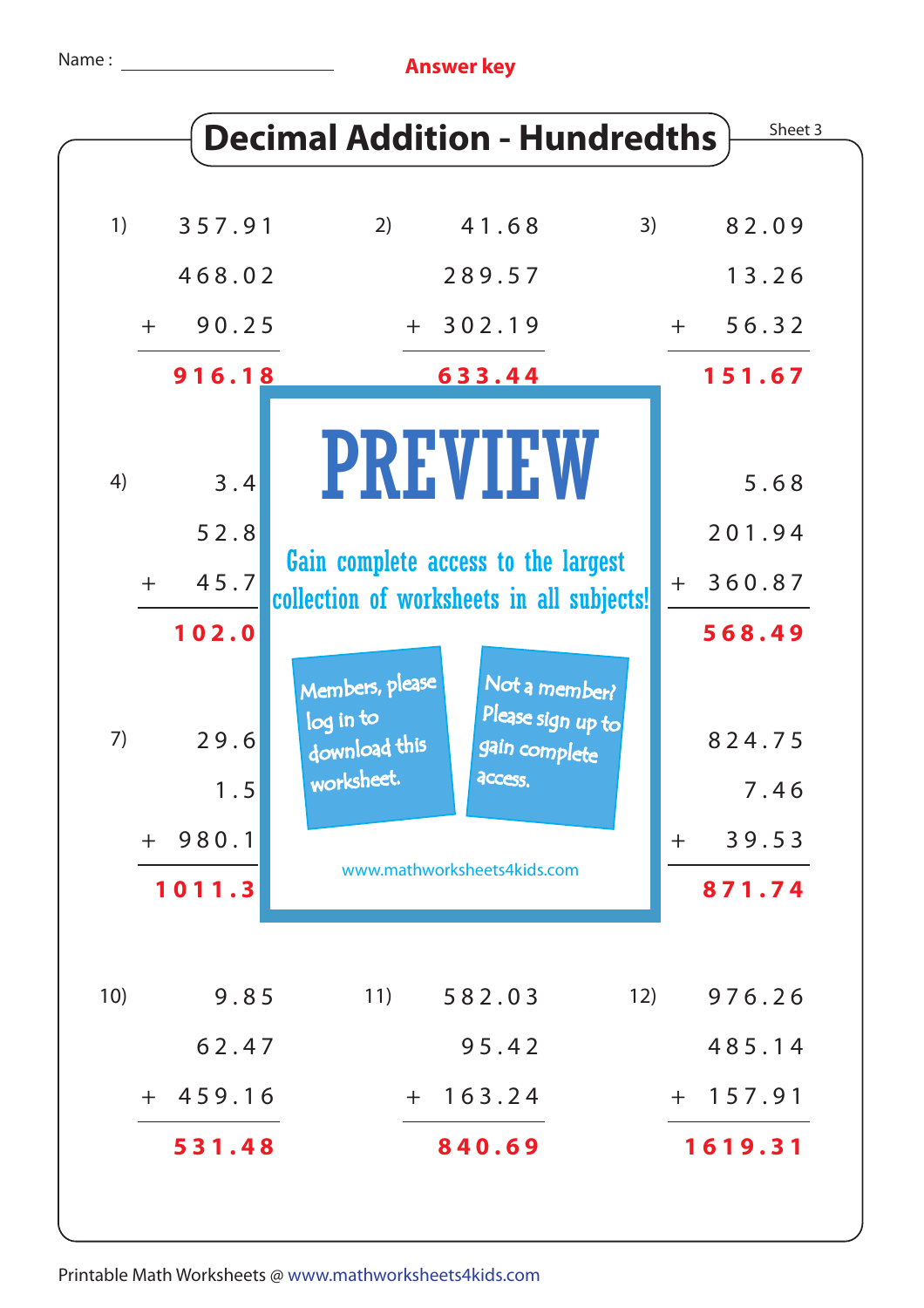Name :

**Answer key**

# Decimal Addition - Hundredths

Sheet 3

1)
$$\begin{array}{r} 357.91 \\ 468.02 \\ +\ 90.25 \\ \hline \mathbf{916.18} \end{array}$$

2)
$$\begin{array}{r} 41.68 \\ 289.57 \\ +\ 302.19 \\ \hline \mathbf{633.44} \end{array}$$

3)
$$\begin{array}{r} 82.09 \\ 13.26 \\ +\ 56.32 \\ \hline \mathbf{151.67} \end{array}$$

4)
$$\begin{array}{r} 3.4 \\ 52.8 \\ +\ 45.7 \\ \hline \mathbf{102.0} \end{array}$$

$$\begin{array}{r} 5.68 \\ 201.94 \\ +\ 360.87 \\ \hline \mathbf{568.49} \end{array}$$

7)
$$\begin{array}{r} 29.6 \\ 1.5 \\ +\ 980.1 \\ \hline \mathbf{1011.3} \end{array}$$

$$\begin{array}{r} 824.75 \\ 7.46 \\ +\ 39.53 \\ \hline \mathbf{871.74} \end{array}$$

PREVIEW

Gain complete access to the largest collection of worksheets in all subjects!

Members, please log in to download this worksheet.

Not a member? Please sign up to gain complete access.

www.mathworksheets4kids.com

10)
$$\begin{array}{r} 9.85 \\ 62.47 \\ +\ 459.16 \\ \hline \mathbf{531.48} \end{array}$$

11)
$$\begin{array}{r} 582.03 \\ 95.42 \\ +\ 163.24 \\ \hline \mathbf{840.69} \end{array}$$

12)
$$\begin{array}{r} 976.26 \\ 485.14 \\ +\ 157.91 \\ \hline \mathbf{1619.31} \end{array}$$

Printable Math Worksheets @ www.mathworksheets4kids.com